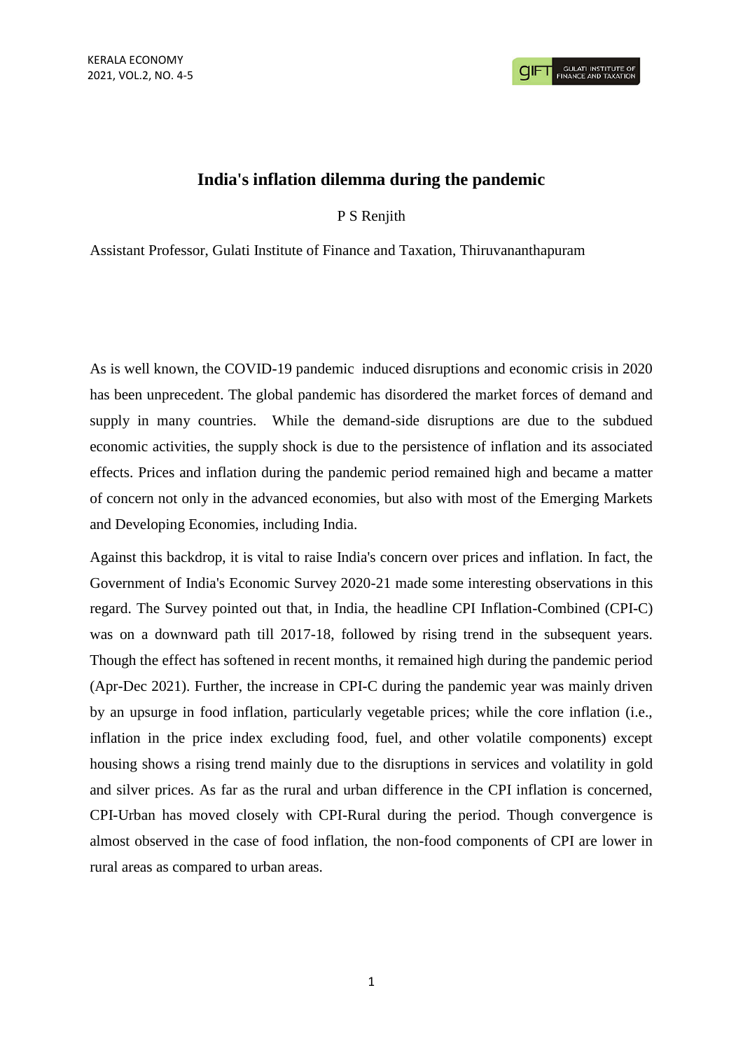# India's inflation dilemma during the pandemic

P S Renjith

Assistant Professor, Gulati Institute of Finance and Taxation, Thiruvananthapuram

As is well known, the COVID-19 pandemic induced disruptions and economic crisis in 2020 has been unprecedent. The global pandemic has disordered the market forces of demand and supply in many countries. While the demand-side disruptions are due to the subdued economic activities, the supply shock is due to the persistence of inflation and its associated effects. Prices and inflation during the pandemic period remained high and became a matter of concern not only in the advanced economies, but also with most of the Emerging Markets and Developing Economies, including India.

Against this backdrop, it is vital to raise India's concern over prices and inflation. In fact, the Government of India's Economic Survey 2020-21 made some interesting observations in this regard. The Survey pointed out that, in India, the headline CPI Inflation-Combined (CPI-C) was on a downward path till 2017-18, followed by rising trend in the subsequent years. Though the effect has softened in recent months, it remained high during the pandemic period (Apr-Dec 2021). Further, the increase in CPI-C during the pandemic year was mainly driven by an upsurge in food inflation, particularly vegetable prices; while the core inflation (i.e., inflation in the price index excluding food, fuel, and other volatile components) except housing shows a rising trend mainly due to the disruptions in services and volatility in gold and silver prices. As far as the rural and urban difference in the CPI inflation is concerned, CPI-Urban has moved closely with CPI-Rural during the period. Though convergence is almost observed in the case of food inflation, the non-food components of CPI are lower in rural areas as compared to urban areas.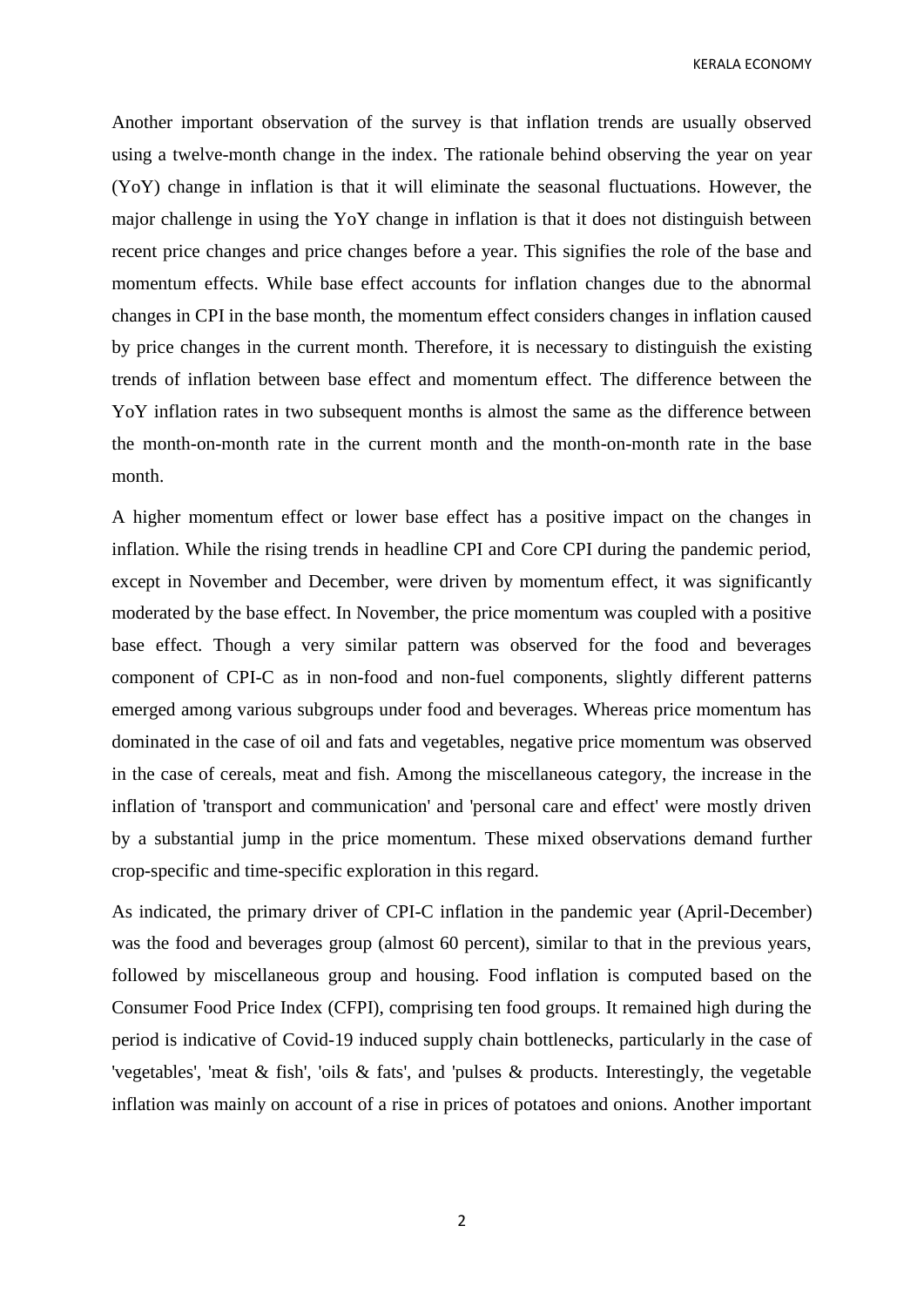Another important observation of the survey is that inflation trends are usually observed using a twelve-month change in the index. The rationale behind observing the year on year (YoY) change in inflation is that it will eliminate the seasonal fluctuations. However, the major challenge in using the YoY change in inflation is that it does not distinguish between recent price changes and price changes before a year. This signifies the role of the base and momentum effects. While base effect accounts for inflation changes due to the abnormal changes in CPI in the base month, the momentum effect considers changes in inflation caused by price changes in the current month. Therefore, it is necessary to distinguish the existing trends of inflation between base effect and momentum effect. The difference between the YoY inflation rates in two subsequent months is almost the same as the difference between the month-on-month rate in the current month and the month-on-month rate in the base month.

A higher momentum effect or lower base effect has a positive impact on the changes in inflation. While the rising trends in headline CPI and Core CPI during the pandemic period, except in November and December, were driven by momentum effect, it was significantly moderated by the base effect. In November, the price momentum was coupled with a positive base effect. Though a very similar pattern was observed for the food and beverages component of CPI-C as in non-food and non-fuel components, slightly different patterns emerged among various subgroups under food and beverages. Whereas price momentum has dominated in the case of oil and fats and vegetables, negative price momentum was observed in the case of cereals, meat and fish. Among the miscellaneous category, the increase in the inflation of 'transport and communication' and 'personal care and effect' were mostly driven by a substantial jump in the price momentum. These mixed observations demand further crop-specific and time-specific exploration in this regard.

As indicated, the primary driver of CPI-C inflation in the pandemic year (April-December) was the food and beverages group (almost 60 percent), similar to that in the previous years, followed by miscellaneous group and housing. Food inflation is computed based on the Consumer Food Price Index (CFPI), comprising ten food groups. It remained high during the period is indicative of Covid-19 induced supply chain bottlenecks, particularly in the case of 'vegetables', 'meat & fish', 'oils & fats', and 'pulses & products. Interestingly, the vegetable inflation was mainly on account of a rise in prices of potatoes and onions. Another important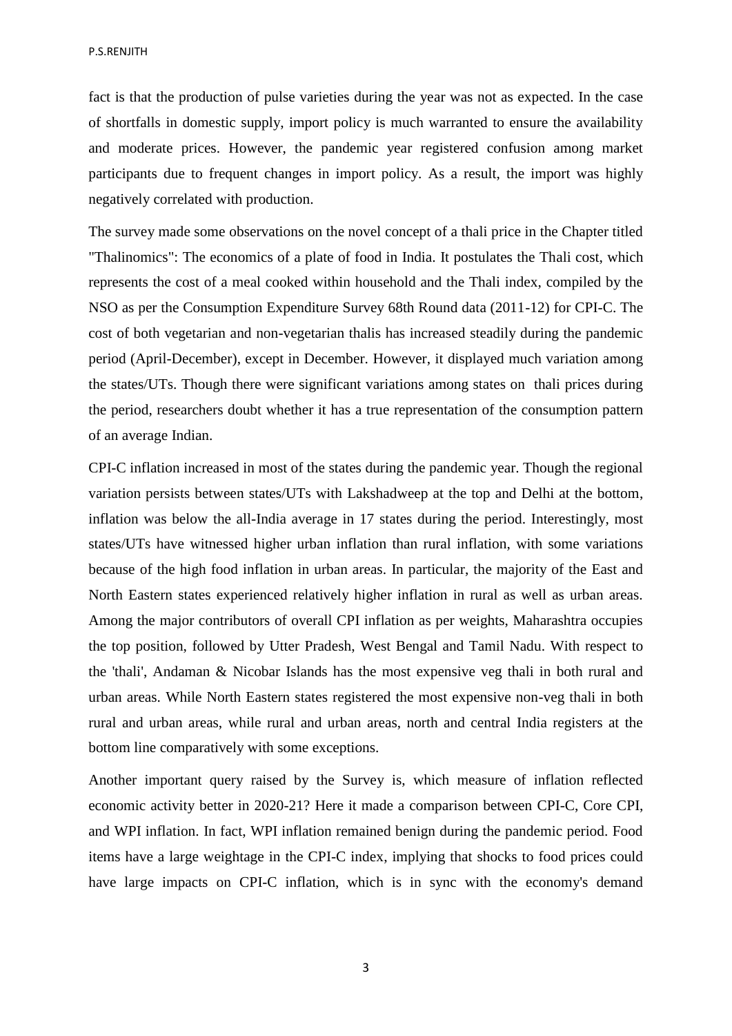fact is that the production of pulse varieties during the year was not as expected. In the case of shortfalls in domestic supply, import policy is much warranted to ensure the availability and moderate prices. However, the pandemic year registered confusion among market participants due to frequent changes in import policy. As a result, the import was highly negatively correlated with production.

The survey made some observations on the novel concept of a thali price in the Chapter titled "Thalinomics": The economics of a plate of food in India. It postulates the Thali cost, which represents the cost of a meal cooked within household and the Thali index, compiled by the NSO as per the Consumption Expenditure Survey 68th Round data (2011-12) for CPI-C. The cost of both vegetarian and non-vegetarian thalis has increased steadily during the pandemic period (April-December), except in December. However, it displayed much variation among the states/UTs. Though there were significant variations among states on thali prices during the period, researchers doubt whether it has a true representation of the consumption pattern of an average Indian.

CPI-C inflation increased in most of the states during the pandemic year. Though the regional variation persists between states/UTs with Lakshadweep at the top and Delhi at the bottom, inflation was below the all-India average in 17 states during the period. Interestingly, most states/UTs have witnessed higher urban inflation than rural inflation, with some variations because of the high food inflation in urban areas. In particular, the majority of the East and North Eastern states experienced relatively higher inflation in rural as well as urban areas. Among the major contributors of overall CPI inflation as per weights, Maharashtra occupies the top position, followed by Utter Pradesh, West Bengal and Tamil Nadu. With respect to the 'thali', Andaman & Nicobar Islands has the most expensive veg thali in both rural and urban areas. While North Eastern states registered the most expensive non-veg thali in both rural and urban areas, while rural and urban areas, north and central India registers at the bottom line comparatively with some exceptions.

Another important query raised by the Survey is, which measure of inflation reflected economic activity better in 2020-21? Here it made a comparison between CPI-C, Core CPI, and WPI inflation. In fact, WPI inflation remained benign during the pandemic period. Food items have a large weightage in the CPI-C index, implying that shocks to food prices could have large impacts on CPI-C inflation, which is in sync with the economy's demand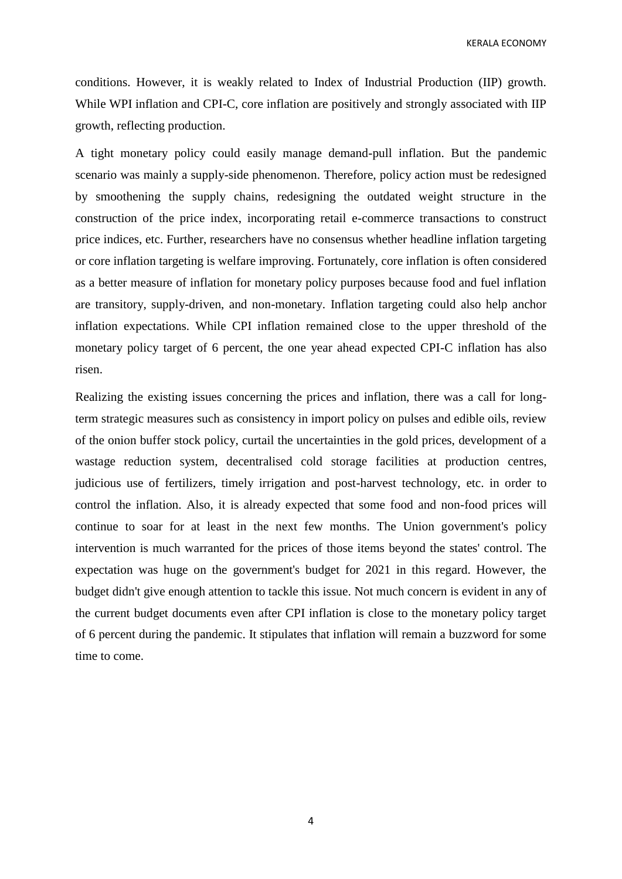conditions. However, it is weakly related to Index of Industrial Production (IIP) growth. While WPI inflation and CPI-C, core inflation are positively and strongly associated with IIP growth, reflecting production.

A tight monetary policy could easily manage demand-pull inflation. But the pandemic scenario was mainly a supply-side phenomenon. Therefore, policy action must be redesigned by smoothening the supply chains, redesigning the outdated weight structure in the construction of the price index, incorporating retail e-commerce transactions to construct price indices, etc. Further, researchers have no consensus whether headline inflation targeting or core inflation targeting is welfare improving. Fortunately, core inflation is often considered as a better measure of inflation for monetary policy purposes because food and fuel inflation are transitory, supply-driven, and non-monetary. Inflation targeting could also help anchor inflation expectations. While CPI inflation remained close to the upper threshold of the monetary policy target of 6 percent, the one year ahead expected CPI-C inflation has also risen.

Realizing the existing issues concerning the prices and inflation, there was a call for long-term strategic measures such as consistency in import policy on pulses and edible oils, review of the onion buffer stock policy, curtail the uncertainties in the gold prices, development of a wastage reduction system, decentralised cold storage facilities at production centres, judicious use of fertilizers, timely irrigation and post-harvest technology, etc. in order to control the inflation. Also, it is already expected that some food and non-food prices will continue to soar for at least in the next few months. The Union government's policy intervention is much warranted for the prices of those items beyond the states' control. The expectation was huge on the government's budget for 2021 in this regard. However, the budget didn't give enough attention to tackle this issue. Not much concern is evident in any of the current budget documents even after CPI inflation is close to the monetary policy target of 6 percent during the pandemic. It stipulates that inflation will remain a buzzword for some time to come.